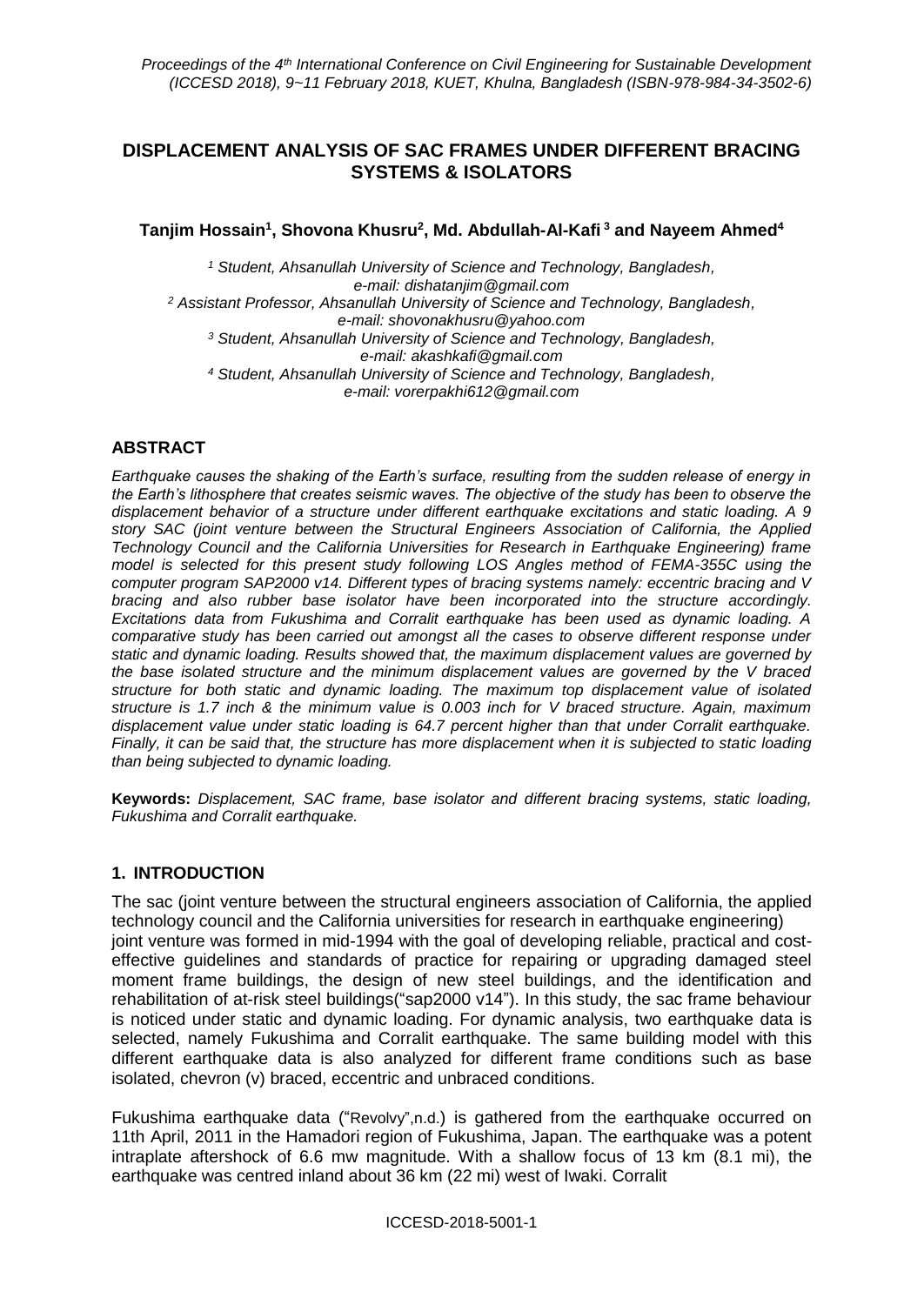# DISPLACEMENT ANALYSIS OF SAC FRAMES UNDER DIFFERENT BRACING SYSTEMS & ISOLATORS

**Tanjim Hossain[1], Shovona Khusru[2], Md. Abdullah-Al-Kafi[3] and Nayeem Ahmed[4]**

*[1] Student, Ahsanullah University of Science and Technology, Bangladesh, e-mail: dishatanjim@gmail.com*
*[2] Assistant Professor, Ahsanullah University of Science and Technology, Bangladesh, e-mail: shovonakhusru@yahoo.com*
*[3] Student, Ahsanullah University of Science and Technology, Bangladesh, e-mail: akashkafi@gmail.com*
*[4] Student, Ahsanullah University of Science and Technology, Bangladesh, e-mail: vorerpakhi612@gmail.com*

## ABSTRACT

*Earthquake causes the shaking of the Earth's surface, resulting from the sudden release of energy in the Earth's lithosphere that creates seismic waves. The objective of the study has been to observe the displacement behavior of a structure under different earthquake excitations and static loading. A 9 story SAC (joint venture between the Structural Engineers Association of California, the Applied Technology Council and the California Universities for Research in Earthquake Engineering) frame model is selected for this present study following LOS Angles method of FEMA-355C using the computer program SAP2000 v14. Different types of bracing systems namely: eccentric bracing and V bracing and also rubber base isolator have been incorporated into the structure accordingly. Excitations data from Fukushima and Corralit earthquake has been used as dynamic loading. A comparative study has been carried out amongst all the cases to observe different response under static and dynamic loading. Results showed that, the maximum displacement values are governed by the base isolated structure and the minimum displacement values are governed by the V braced structure for both static and dynamic loading. The maximum top displacement value of isolated structure is 1.7 inch & the minimum value is 0.003 inch for V braced structure. Again, maximum displacement value under static loading is 64.7 percent higher than that under Corralit earthquake. Finally, it can be said that, the structure has more displacement when it is subjected to static loading than being subjected to dynamic loading.*

**Keywords:** *Displacement, SAC frame, base isolator and different bracing systems, static loading, Fukushima and Corralit earthquake.*

## 1. INTRODUCTION

The sac (joint venture between the structural engineers association of California, the applied technology council and the California universities for research in earthquake engineering) joint venture was formed in mid-1994 with the goal of developing reliable, practical and cost-effective guidelines and standards of practice for repairing or upgrading damaged steel moment frame buildings, the design of new steel buildings, and the identification and rehabilitation of at-risk steel buildings("sap2000 v14"). In this study, the sac frame behaviour is noticed under static and dynamic loading. For dynamic analysis, two earthquake data is selected, namely Fukushima and Corralit earthquake. The same building model with this different earthquake data is also analyzed for different frame conditions such as base isolated, chevron (v) braced, eccentric and unbraced conditions.

Fukushima earthquake data ("Revolvy",n.d.) is gathered from the earthquake occurred on 11th April, 2011 in the Hamadori region of Fukushima, Japan. The earthquake was a potent intraplate aftershock of 6.6 mw magnitude. With a shallow focus of 13 km (8.1 mi), the earthquake was centred inland about 36 km (22 mi) west of Iwaki. Corralit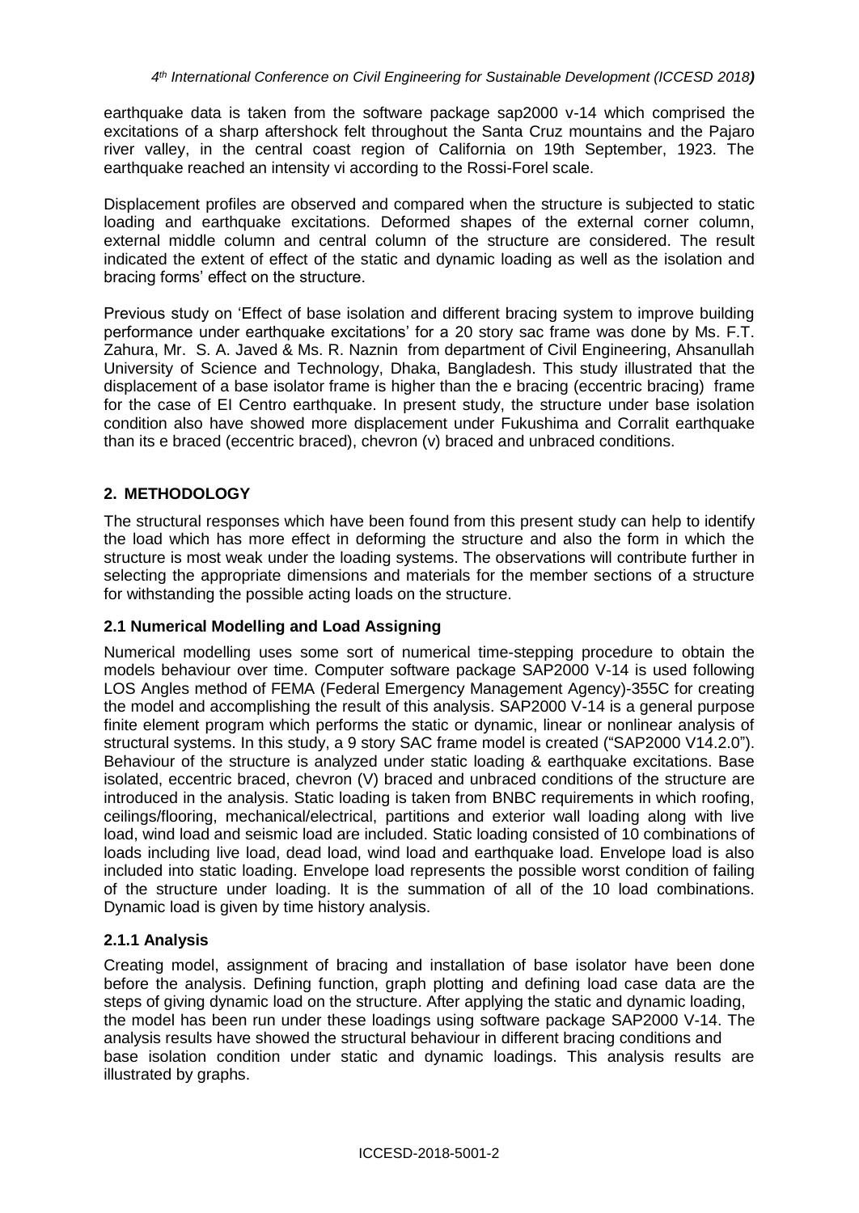earthquake data is taken from the software package sap2000 v-14 which comprised the excitations of a sharp aftershock felt throughout the Santa Cruz mountains and the Pajaro river valley, in the central coast region of California on 19th September, 1923. The earthquake reached an intensity vi according to the Rossi-Forel scale.

Displacement profiles are observed and compared when the structure is subjected to static loading and earthquake excitations. Deformed shapes of the external corner column, external middle column and central column of the structure are considered. The result indicated the extent of effect of the static and dynamic loading as well as the isolation and bracing forms' effect on the structure.

Previous study on 'Effect of base isolation and different bracing system to improve building performance under earthquake excitations' for a 20 story sac frame was done by Ms. F.T. Zahura, Mr. S. A. Javed & Ms. R. Naznin from department of Civil Engineering, Ahsanullah University of Science and Technology, Dhaka, Bangladesh. This study illustrated that the displacement of a base isolator frame is higher than the e bracing (eccentric bracing) frame for the case of EI Centro earthquake. In present study, the structure under base isolation condition also have showed more displacement under Fukushima and Corralit earthquake than its e braced (eccentric braced), chevron (v) braced and unbraced conditions.

## 2. METHODOLOGY

The structural responses which have been found from this present study can help to identify the load which has more effect in deforming the structure and also the form in which the structure is most weak under the loading systems. The observations will contribute further in selecting the appropriate dimensions and materials for the member sections of a structure for withstanding the possible acting loads on the structure.

### 2.1 Numerical Modelling and Load Assigning

Numerical modelling uses some sort of numerical time-stepping procedure to obtain the models behaviour over time. Computer software package SAP2000 V-14 is used following LOS Angles method of FEMA (Federal Emergency Management Agency)-355C for creating the model and accomplishing the result of this analysis. SAP2000 V-14 is a general purpose finite element program which performs the static or dynamic, linear or nonlinear analysis of structural systems. In this study, a 9 story SAC frame model is created ("SAP2000 V14.2.0"). Behaviour of the structure is analyzed under static loading & earthquake excitations. Base isolated, eccentric braced, chevron (V) braced and unbraced conditions of the structure are introduced in the analysis. Static loading is taken from BNBC requirements in which roofing, ceilings/flooring, mechanical/electrical, partitions and exterior wall loading along with live load, wind load and seismic load are included. Static loading consisted of 10 combinations of loads including live load, dead load, wind load and earthquake load. Envelope load is also included into static loading. Envelope load represents the possible worst condition of failing of the structure under loading. It is the summation of all of the 10 load combinations. Dynamic load is given by time history analysis.

#### 2.1.1 Analysis

Creating model, assignment of bracing and installation of base isolator have been done before the analysis. Defining function, graph plotting and defining load case data are the steps of giving dynamic load on the structure. After applying the static and dynamic loading, the model has been run under these loadings using software package SAP2000 V-14. The analysis results have showed the structural behaviour in different bracing conditions and base isolation condition under static and dynamic loadings. This analysis results are illustrated by graphs.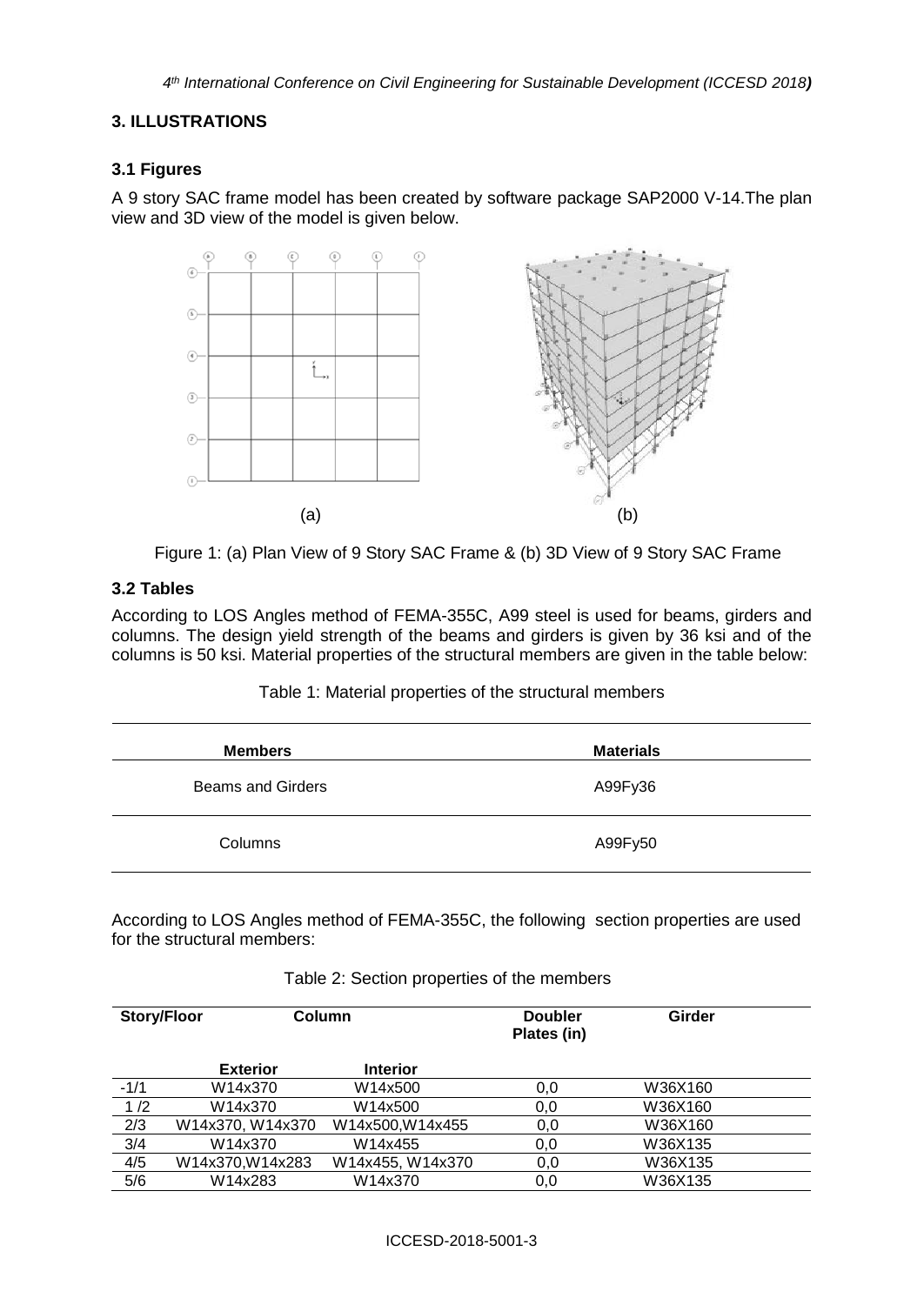## 3. ILLUSTRATIONS

### 3.1 Figures

A 9 story SAC frame model has been created by software package SAP2000 V-14.The plan view and 3D view of the model is given below.

(a) (b)

Figure 1: (a) Plan View of 9 Story SAC Frame & (b) 3D View of 9 Story SAC Frame

### 3.2 Tables

According to LOS Angles method of FEMA-355C, A99 steel is used for beams, girders and columns. The design yield strength of the beams and girders is given by 36 ksi and of the columns is 50 ksi. Material properties of the structural members are given in the table below:

Table 1: Material properties of the structural members

| Members | Materials |
|---|---|
| Beams and Girders | A99Fy36 |
| Columns | A99Fy50 |

According to LOS Angles method of FEMA-355C, the following section properties are used for the structural members:

Table 2: Section properties of the members

| Story/Floor | Column | | Doubler Plates (in) | Girder |
|---|---|---|---|---|
| | Exterior | Interior | | |
| -1/1 | W14x370 | W14x500 | 0,0 | W36X160 |
| 1 /2 | W14x370 | W14x500 | 0,0 | W36X160 |
| 2/3 | W14x370, W14x370 | W14x500,W14x455 | 0,0 | W36X160 |
| 3/4 | W14x370 | W14x455 | 0,0 | W36X135 |
| 4/5 | W14x370,W14x283 | W14x455, W14x370 | 0,0 | W36X135 |
| 5/6 | W14x283 | W14x370 | 0,0 | W36X135 |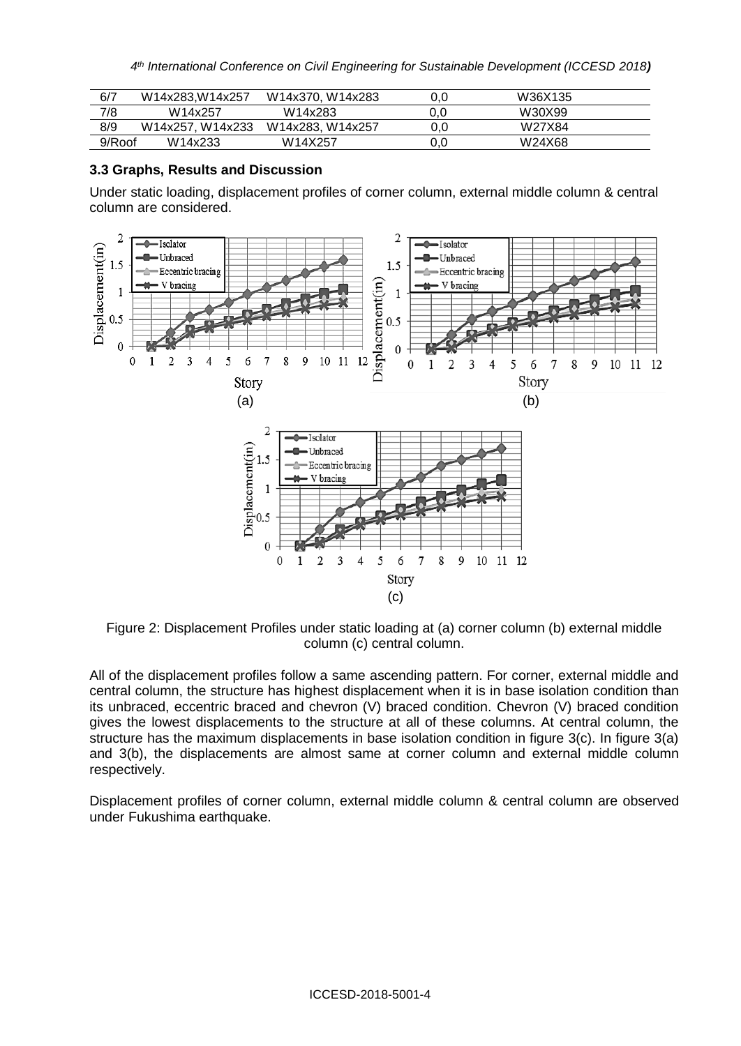| 6/7 | W14x283,W14x257 | W14x370, W14x283 | 0,0 | W36X135 |
|---|---|---|---|---|
| 7/8 | W14x257 | W14x283 | 0,0 | W30X99 |
| 8/9 | W14x257, W14x233 | W14x283, W14x257 | 0,0 | W27X84 |
| 9/Roof | W14x233 | W14X257 | 0,0 | W24X68 |

### 3.3 Graphs, Results and Discussion

Under static loading, displacement profiles of corner column, external middle column & central column are considered.

Figure 2: Displacement Profiles under static loading at (a) corner column (b) external middle column (c) central column.

All of the displacement profiles follow a same ascending pattern. For corner, external middle and central column, the structure has highest displacement when it is in base isolation condition than its unbraced, eccentric braced and chevron (V) braced condition. Chevron (V) braced condition gives the lowest displacements to the structure at all of these columns. At central column, the structure has the maximum displacements in base isolation condition in figure 3(c). In figure 3(a) and 3(b), the displacements are almost same at corner column and external middle column respectively.

Displacement profiles of corner column, external middle column & central column are observed under Fukushima earthquake.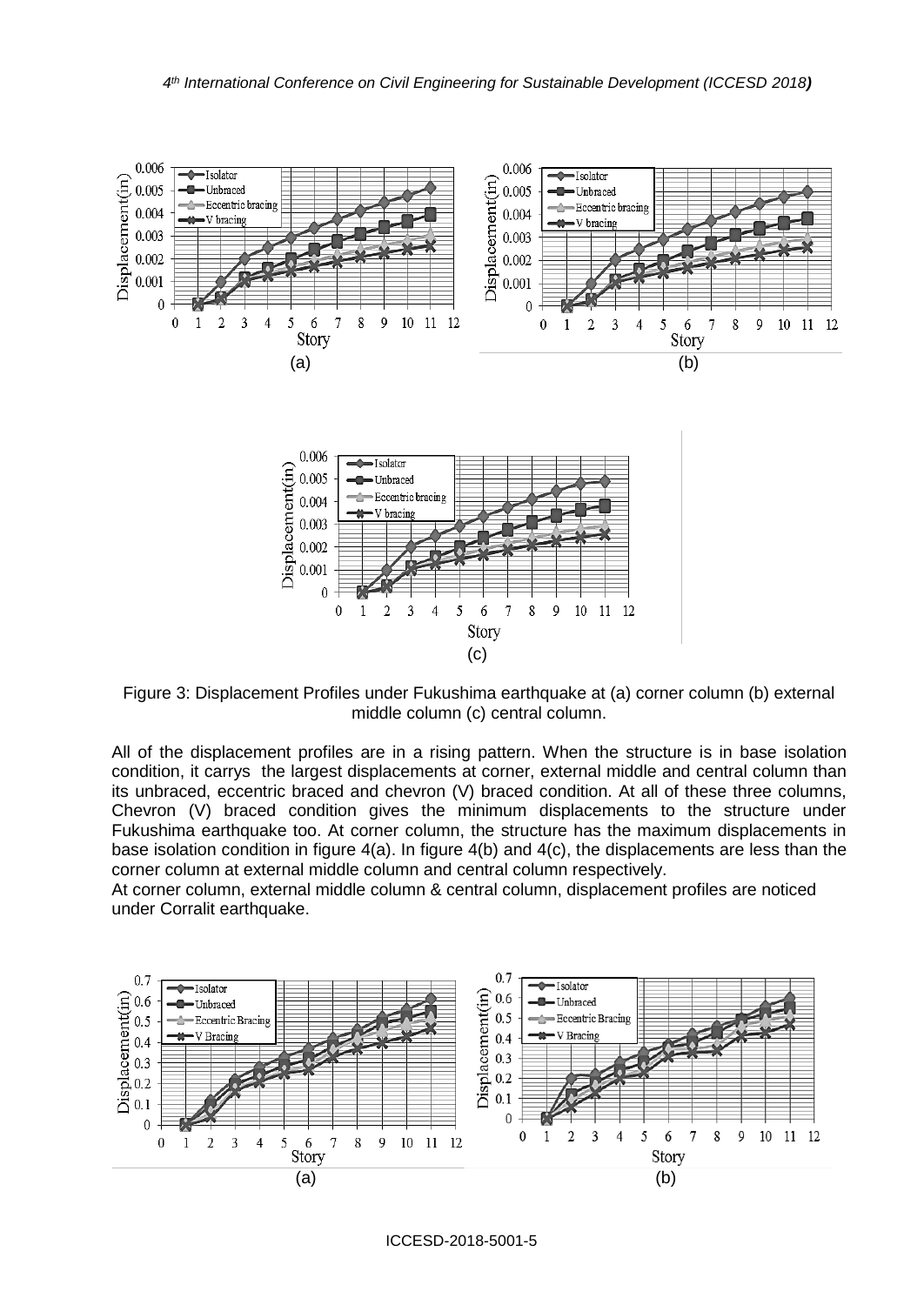Figure 3: Displacement Profiles under Fukushima earthquake at (a) corner column (b) external middle column (c) central column.

All of the displacement profiles are in a rising pattern. When the structure is in base isolation condition, it carrys the largest displacements at corner, external middle and central column than its unbraced, eccentric braced and chevron (V) braced condition. At all of these three columns, Chevron (V) braced condition gives the minimum displacements to the structure under Fukushima earthquake too. At corner column, the structure has the maximum displacements in base isolation condition in figure 4(a). In figure 4(b) and 4(c), the displacements are less than the corner column at external middle column and central column respectively.

At corner column, external middle column & central column, displacement profiles are noticed under Corralit earthquake.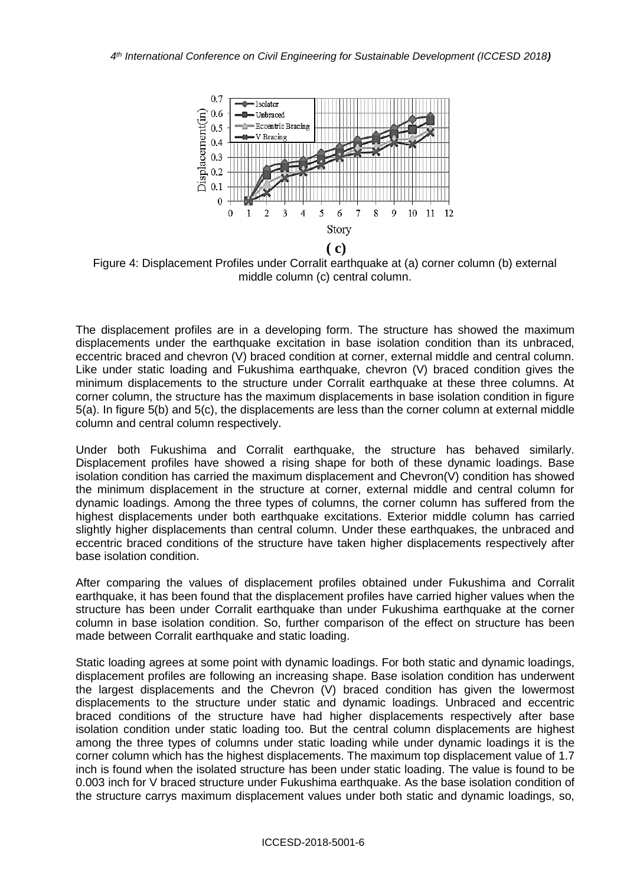**( c)**

Figure 4: Displacement Profiles under Corralit earthquake at (a) corner column (b) external middle column (c) central column.

The displacement profiles are in a developing form. The structure has showed the maximum displacements under the earthquake excitation in base isolation condition than its unbraced, eccentric braced and chevron (V) braced condition at corner, external middle and central column. Like under static loading and Fukushima earthquake, chevron (V) braced condition gives the minimum displacements to the structure under Corralit earthquake at these three columns. At corner column, the structure has the maximum displacements in base isolation condition in figure 5(a). In figure 5(b) and 5(c), the displacements are less than the corner column at external middle column and central column respectively.

Under both Fukushima and Corralit earthquake, the structure has behaved similarly. Displacement profiles have showed a rising shape for both of these dynamic loadings. Base isolation condition has carried the maximum displacement and Chevron(V) condition has showed the minimum displacement in the structure at corner, external middle and central column for dynamic loadings. Among the three types of columns, the corner column has suffered from the highest displacements under both earthquake excitations. Exterior middle column has carried slightly higher displacements than central column. Under these earthquakes, the unbraced and eccentric braced conditions of the structure have taken higher displacements respectively after base isolation condition.

After comparing the values of displacement profiles obtained under Fukushima and Corralit earthquake, it has been found that the displacement profiles have carried higher values when the structure has been under Corralit earthquake than under Fukushima earthquake at the corner column in base isolation condition. So, further comparison of the effect on structure has been made between Corralit earthquake and static loading.

Static loading agrees at some point with dynamic loadings. For both static and dynamic loadings, displacement profiles are following an increasing shape. Base isolation condition has underwent the largest displacements and the Chevron (V) braced condition has given the lowermost displacements to the structure under static and dynamic loadings. Unbraced and eccentric braced conditions of the structure have had higher displacements respectively after base isolation condition under static loading too. But the central column displacements are highest among the three types of columns under static loading while under dynamic loadings it is the corner column which has the highest displacements. The maximum top displacement value of 1.7 inch is found when the isolated structure has been under static loading. The value is found to be 0.003 inch for V braced structure under Fukushima earthquake. As the base isolation condition of the structure carrys maximum displacement values under both static and dynamic loadings, so,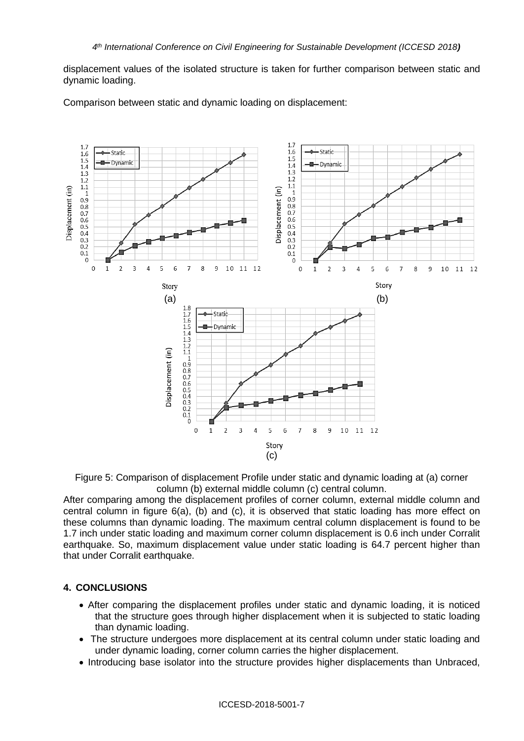displacement values of the isolated structure is taken for further comparison between static and dynamic loading.

Comparison between static and dynamic loading on displacement:

Figure 5: Comparison of displacement Profile under static and dynamic loading at (a) corner column (b) external middle column (c) central column.

After comparing among the displacement profiles of corner column, external middle column and central column in figure 6(a), (b) and (c), it is observed that static loading has more effect on these columns than dynamic loading. The maximum central column displacement is found to be 1.7 inch under static loading and maximum corner column displacement is 0.6 inch under Corralit earthquake. So, maximum displacement value under static loading is 64.7 percent higher than that under Corralit earthquake.

## 4. CONCLUSIONS

- After comparing the displacement profiles under static and dynamic loading, it is noticed that the structure goes through higher displacement when it is subjected to static loading than dynamic loading.
- The structure undergoes more displacement at its central column under static loading and under dynamic loading, corner column carries the higher displacement.
- Introducing base isolator into the structure provides higher displacements than Unbraced,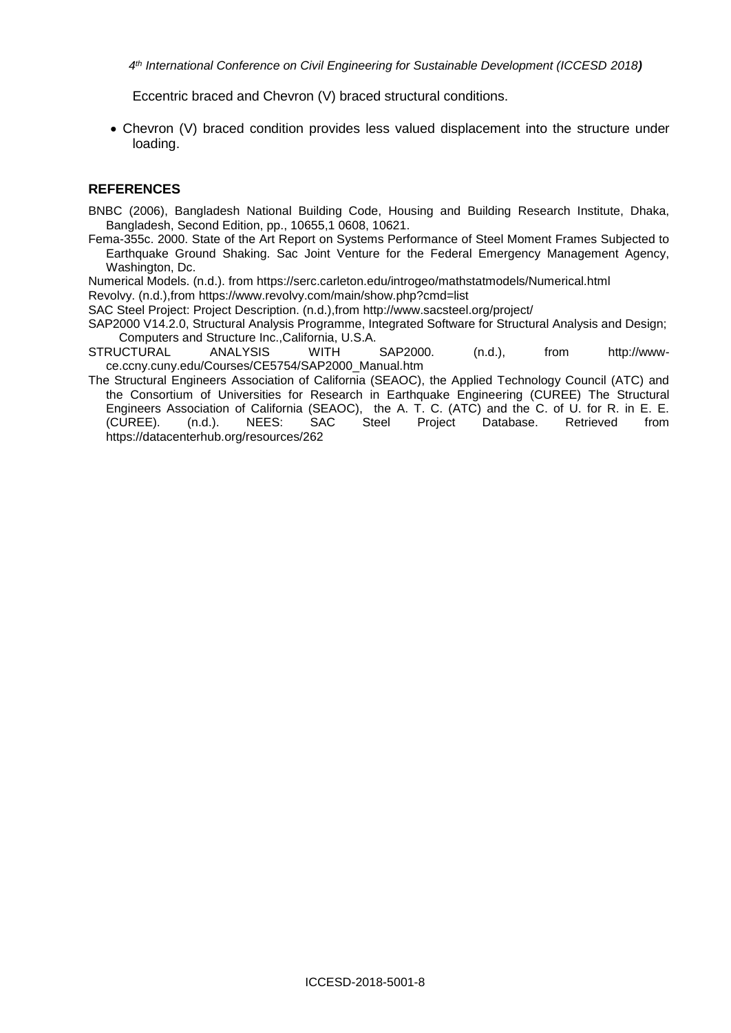Eccentric braced and Chevron (V) braced structural conditions.

- Chevron (V) braced condition provides less valued displacement into the structure under loading.

## REFERENCES

BNBC (2006), Bangladesh National Building Code, Housing and Building Research Institute, Dhaka, Bangladesh, Second Edition, pp., 10655,1 0608, 10621.

Fema-355c. 2000. State of the Art Report on Systems Performance of Steel Moment Frames Subjected to Earthquake Ground Shaking. Sac Joint Venture for the Federal Emergency Management Agency, Washington, Dc.

Numerical Models. (n.d.). from https://serc.carleton.edu/introgeo/mathstatmodels/Numerical.html

Revolvy. (n.d.),from https://www.revolvy.com/main/show.php?cmd=list

SAC Steel Project: Project Description. (n.d.),from http://www.sacsteel.org/project/

SAP2000 V14.2.0, Structural Analysis Programme, Integrated Software for Structural Analysis and Design; Computers and Structure Inc.,California, U.S.A.

STRUCTURAL ANALYSIS WITH SAP2000. (n.d.), from http://www-ce.ccny.cuny.edu/Courses/CE5754/SAP2000_Manual.htm

The Structural Engineers Association of California (SEAOC), the Applied Technology Council (ATC) and the Consortium of Universities for Research in Earthquake Engineering (CUREE) The Structural Engineers Association of California (SEAOC), the A. T. C. (ATC) and the C. of U. for R. in E. E. (CUREE). (n.d.). NEES: SAC Steel Project Database. Retrieved from https://datacenterhub.org/resources/262